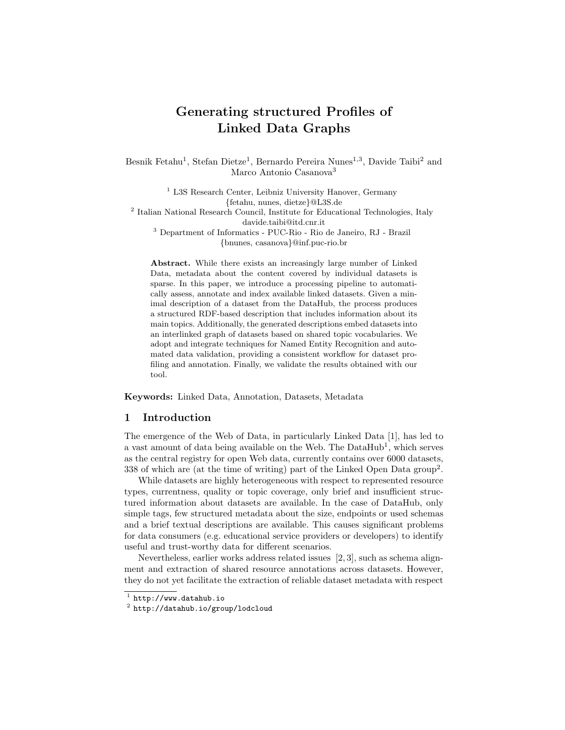# Generating structured Profiles of Linked Data Graphs

Besnik Fetahu[1], Stefan Dietze[1], Bernardo Pereira Nunes[1,3], Davide Taibi[2] and Marco Antonio Casanova[3]

[1] L3S Research Center, Leibniz University Hanover, Germany
{fetahu, nunes, dietze}@L3S.de

[2] Italian National Research Council, Institute for Educational Technologies, Italy
davide.taibi@itd.cnr.it

[3] Department of Informatics - PUC-Rio - Rio de Janeiro, RJ - Brazil
{bnunes, casanova}@inf.puc-rio.br

**Abstract.** While there exists an increasingly large number of Linked Data, metadata about the content covered by individual datasets is sparse. In this paper, we introduce a processing pipeline to automatically assess, annotate and index available linked datasets. Given a minimal description of a dataset from the DataHub, the process produces a structured RDF-based description that includes information about its main topics. Additionally, the generated descriptions embed datasets into an interlinked graph of datasets based on shared topic vocabularies. We adopt and integrate techniques for Named Entity Recognition and automated data validation, providing a consistent workflow for dataset profiling and annotation. Finally, we validate the results obtained with our tool.

**Keywords:** Linked Data, Annotation, Datasets, Metadata

## 1 Introduction

The emergence of the Web of Data, in particularly Linked Data [1], has led to a vast amount of data being available on the Web. The DataHub[1], which serves as the central registry for open Web data, currently contains over 6000 datasets, 338 of which are (at the time of writing) part of the Linked Open Data group[2].

While datasets are highly heterogeneous with respect to represented resource types, currentness, quality or topic coverage, only brief and insufficient structured information about datasets are available. In the case of DataHub, only simple tags, few structured metadata about the size, endpoints or used schemas and a brief textual descriptions are available. This causes significant problems for data consumers (e.g. educational service providers or developers) to identify useful and trust-worthy data for different scenarios.

Nevertheless, earlier works address related issues [2, 3], such as schema alignment and extraction of shared resource annotations across datasets. However, they do not yet facilitate the extraction of reliable dataset metadata with respect

[1] http://www.datahub.io

[2] http://datahub.io/group/lodcloud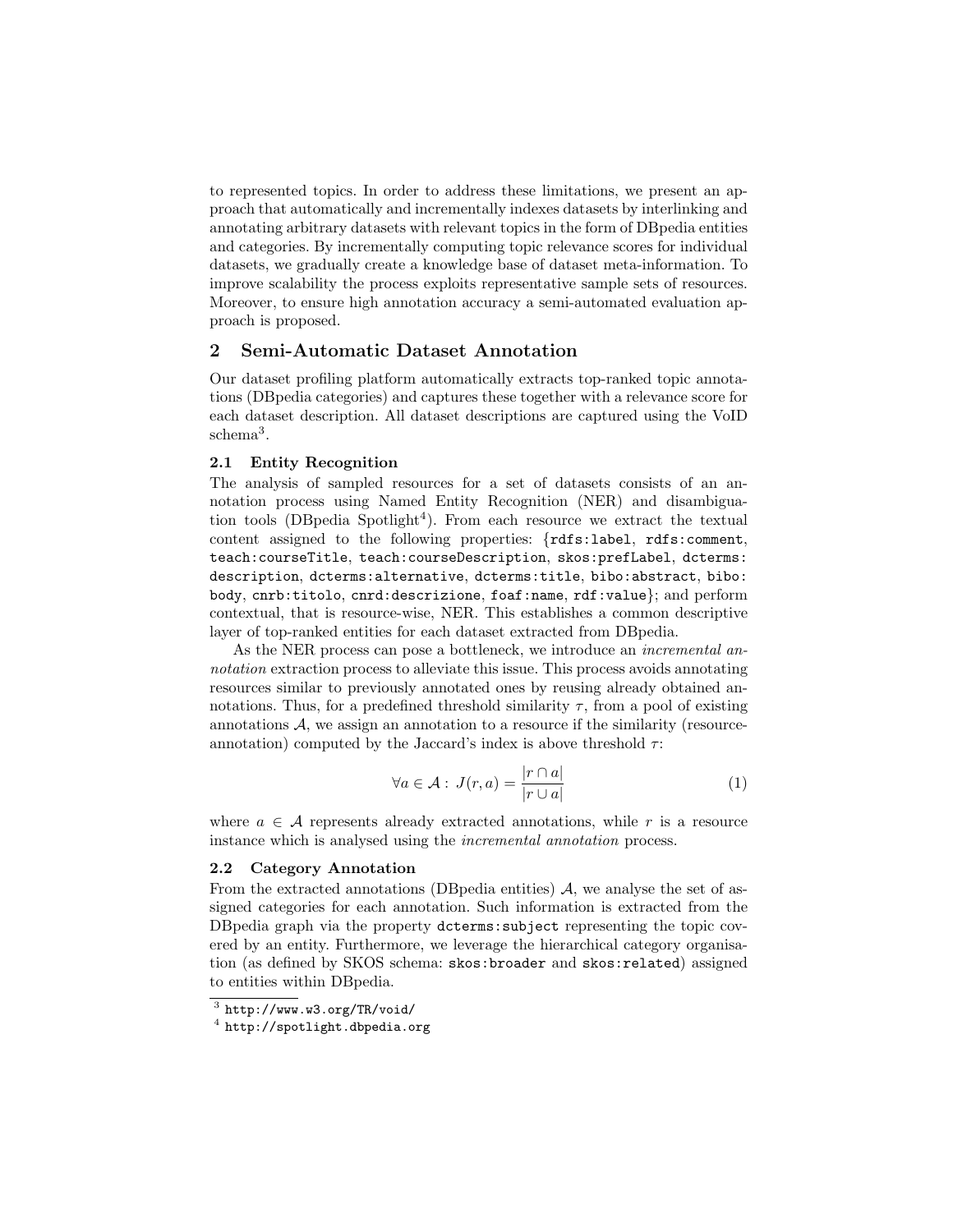to represented topics. In order to address these limitations, we present an approach that automatically and incrementally indexes datasets by interlinking and annotating arbitrary datasets with relevant topics in the form of DBpedia entities and categories. By incrementally computing topic relevance scores for individual datasets, we gradually create a knowledge base of dataset meta-information. To improve scalability the process exploits representative sample sets of resources. Moreover, to ensure high annotation accuracy a semi-automated evaluation approach is proposed.

## 2 Semi-Automatic Dataset Annotation

Our dataset profiling platform automatically extracts top-ranked topic annotations (DBpedia categories) and captures these together with a relevance score for each dataset description. All dataset descriptions are captured using the VoID schema[3].

### 2.1 Entity Recognition

The analysis of sampled resources for a set of datasets consists of an annotation process using Named Entity Recognition (NER) and disambiguation tools (DBpedia Spotlight[4]). From each resource we extract the textual content assigned to the following properties: {`rdfs:label`, `rdfs:comment`, `teach:courseTitle`, `teach:courseDescription`, `skos:prefLabel`, `dcterms:description`, `dcterms:alternative`, `dcterms:title`, `bibo:abstract`, `bibo:body`, `cnrb:titolo`, `cnrd:descrizione`, `foaf:name`, `rdf:value`}; and perform contextual, that is resource-wise, NER. This establishes a common descriptive layer of top-ranked entities for each dataset extracted from DBpedia.

As the NER process can pose a bottleneck, we introduce an *incremental annotation* extraction process to alleviate this issue. This process avoids annotating resources similar to previously annotated ones by reusing already obtained annotations. Thus, for a predefined threshold similarity $\tau$, from a pool of existing annotations $\mathcal{A}$, we assign an annotation to a resource if the similarity (resource-annotation) computed by the Jaccard's index is above threshold $\tau$:

$$\forall a \in \mathcal{A} : \; J(r, a) = \frac{|r \cap a|}{|r \cup a|} \tag{1}$$

where $a \in \mathcal{A}$ represents already extracted annotations, while $r$ is a resource instance which is analysed using the *incremental annotation* process.

### 2.2 Category Annotation

From the extracted annotations (DBpedia entities) $\mathcal{A}$, we analyse the set of assigned categories for each annotation. Such information is extracted from the DBpedia graph via the property `dcterms:subject` representing the topic covered by an entity. Furthermore, we leverage the hierarchical category organisation (as defined by SKOS schema: `skos:broader` and `skos:related`) assigned to entities within DBpedia.

[3] `http://www.w3.org/TR/void/`

[4] `http://spotlight.dbpedia.org`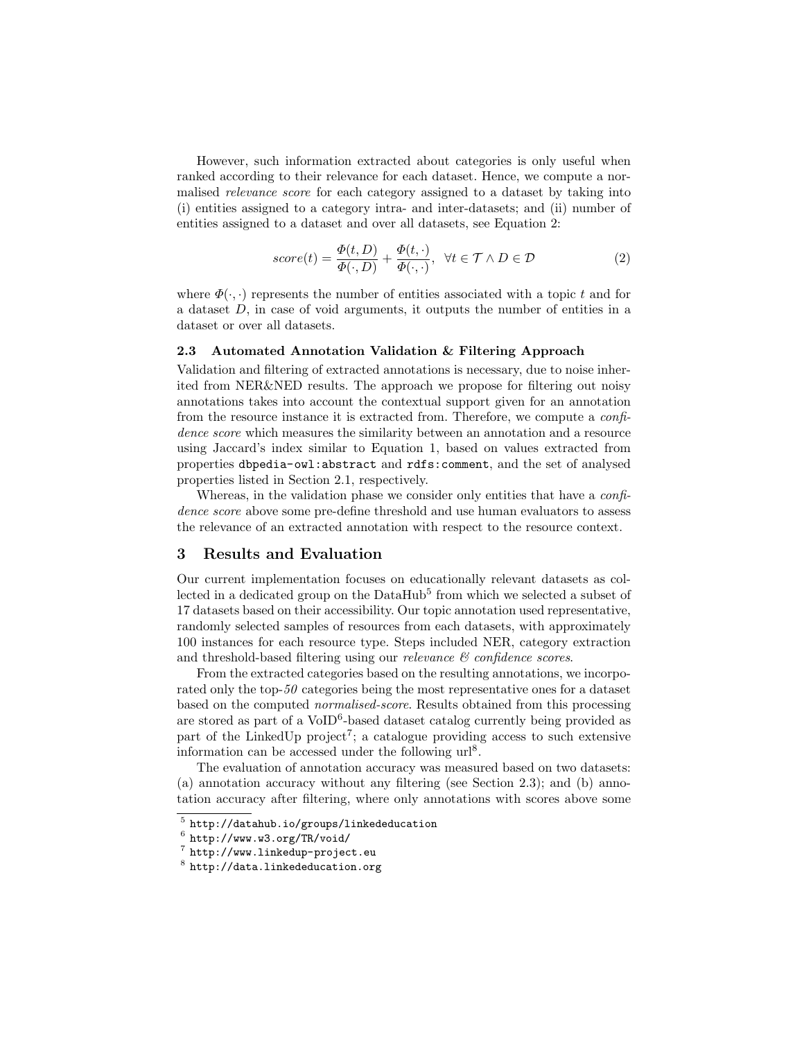However, such information extracted about categories is only useful when ranked according to their relevance for each dataset. Hence, we compute a normalised *relevance score* for each category assigned to a dataset by taking into (i) entities assigned to a category intra- and inter-datasets; and (ii) number of entities assigned to a dataset and over all datasets, see Equation 2:

$$score(t) = \frac{\Phi(t, D)}{\Phi(\cdot, D)} + \frac{\Phi(t, \cdot)}{\Phi(\cdot, \cdot)}, \;\; \forall t \in \mathcal{T} \wedge D \in \mathcal{D} \tag{2}$$

where $\Phi(\cdot, \cdot)$ represents the number of entities associated with a topic $t$ and for a dataset $D$, in case of void arguments, it outputs the number of entities in a dataset or over all datasets.

### 2.3 Automated Annotation Validation & Filtering Approach

Validation and filtering of extracted annotations is necessary, due to noise inherited from NER&NED results. The approach we propose for filtering out noisy annotations takes into account the contextual support given for an annotation from the resource instance it is extracted from. Therefore, we compute a *confidence score* which measures the similarity between an annotation and a resource using Jaccard's index similar to Equation 1, based on values extracted from properties `dbpedia-owl:abstract` and `rdfs:comment`, and the set of analysed properties listed in Section 2.1, respectively.

Whereas, in the validation phase we consider only entities that have a *confidence score* above some pre-define threshold and use human evaluators to assess the relevance of an extracted annotation with respect to the resource context.

## 3 Results and Evaluation

Our current implementation focuses on educationally relevant datasets as collected in a dedicated group on the DataHub[5] from which we selected a subset of 17 datasets based on their accessibility. Our topic annotation used representative, randomly selected samples of resources from each datasets, with approximately 100 instances for each resource type. Steps included NER, category extraction and threshold-based filtering using our *relevance & confidence scores*.

From the extracted categories based on the resulting annotations, we incorporated only the top-*50* categories being the most representative ones for a dataset based on the computed *normalised-score*. Results obtained from this processing are stored as part of a VoID[6]-based dataset catalog currently being provided as part of the LinkedUp project[7]; a catalogue providing access to such extensive information can be accessed under the following url[8].

The evaluation of annotation accuracy was measured based on two datasets: (a) annotation accuracy without any filtering (see Section 2.3); and (b) annotation accuracy after filtering, where only annotations with scores above some

[5] `http://datahub.io/groups/linkededucation`
[6] `http://www.w3.org/TR/void/`
[7] `http://www.linkedup-project.eu`
[8] `http://data.linkededucation.org`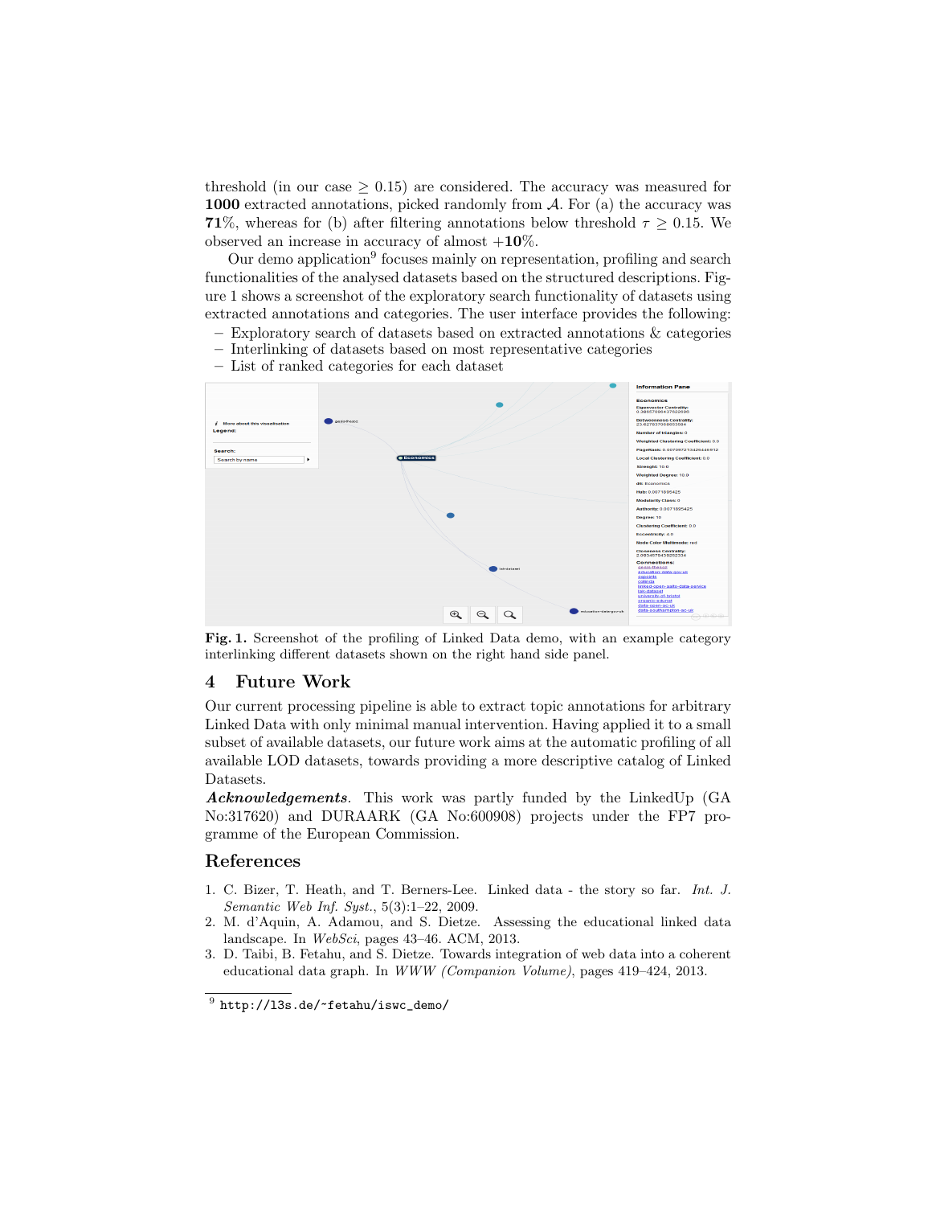threshold (in our case $\geq 0.15$) are considered. The accuracy was measured for **1000** extracted annotations, picked randomly from $\mathcal{A}$. For (a) the accuracy was **71**%, whereas for (b) after filtering annotations below threshold $\tau \geq 0.15$. We observed an increase in accuracy of almost **+10**%.

Our demo application[9] focuses mainly on representation, profiling and search functionalities of the analysed datasets based on the structured descriptions. Figure 1 shows a screenshot of the exploratory search functionality of datasets using extracted annotations and categories. The user interface provides the following:

- Exploratory search of datasets based on extracted annotations & categories
- Interlinking of datasets based on most representative categories
- List of ranked categories for each dataset

**Fig. 1.** Screenshot of the profiling of Linked Data demo, with an example category interlinking different datasets shown on the right hand side panel.

## 4 Future Work

Our current processing pipeline is able to extract topic annotations for arbitrary Linked Data with only minimal manual intervention. Having applied it to a small subset of available datasets, our future work aims at the automatic profiling of all available LOD datasets, towards providing a more descriptive catalog of Linked Datasets.

***Acknowledgements***. This work was partly funded by the LinkedUp (GA No:317620) and DURAARK (GA No:600908) projects under the FP7 programme of the European Commission.

## References

1. C. Bizer, T. Heath, and T. Berners-Lee. Linked data - the story so far. *Int. J. Semantic Web Inf. Syst.*, 5(3):1–22, 2009.
2. M. d'Aquin, A. Adamou, and S. Dietze. Assessing the educational linked data landscape. In *WebSci*, pages 43–46. ACM, 2013.
3. D. Taibi, B. Fetahu, and S. Dietze. Towards integration of web data into a coherent educational data graph. In *WWW (Companion Volume)*, pages 419–424, 2013.

[9] `http://l3s.de/~fetahu/iswc_demo/`